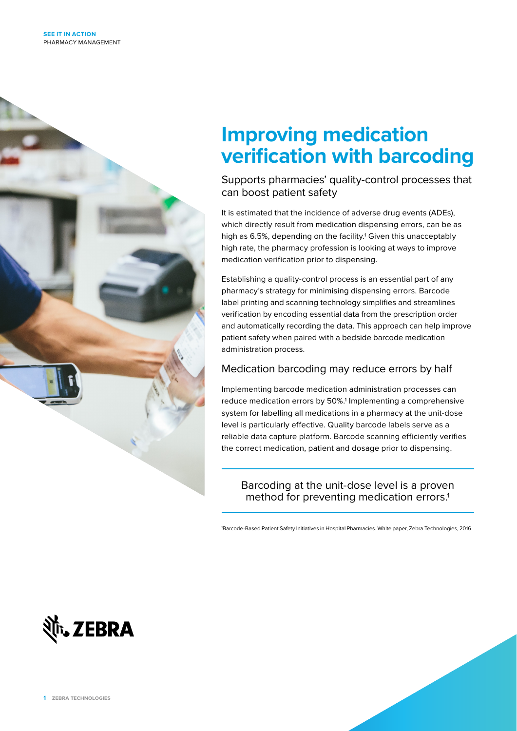SEE IT IN ACTION
PHARMACY MANAGEMENT

# Improving medication verification with barcoding

## Supports pharmacies' quality-control processes that can boost patient safety

It is estimated that the incidence of adverse drug events (ADEs), which directly result from medication dispensing errors, can be as high as 6.5%, depending on the facility.[1] Given this unacceptably high rate, the pharmacy profession is looking at ways to improve medication verification prior to dispensing.

Establishing a quality-control process is an essential part of any pharmacy's strategy for minimising dispensing errors. Barcode label printing and scanning technology simplifies and streamlines verification by encoding essential data from the prescription order and automatically recording the data. This approach can help improve patient safety when paired with a bedside barcode medication administration process.

## Medication barcoding may reduce errors by half

Implementing barcode medication administration processes can reduce medication errors by 50%.[1] Implementing a comprehensive system for labelling all medications in a pharmacy at the unit-dose level is particularly effective. Quality barcode labels serve as a reliable data capture platform. Barcode scanning efficiently verifies the correct medication, patient and dosage prior to dispensing.

> Barcoding at the unit-dose level is a proven method for preventing medication errors.[1]

[1]Barcode-Based Patient Safety Initiatives in Hospital Pharmacies. White paper, Zebra Technologies, 2016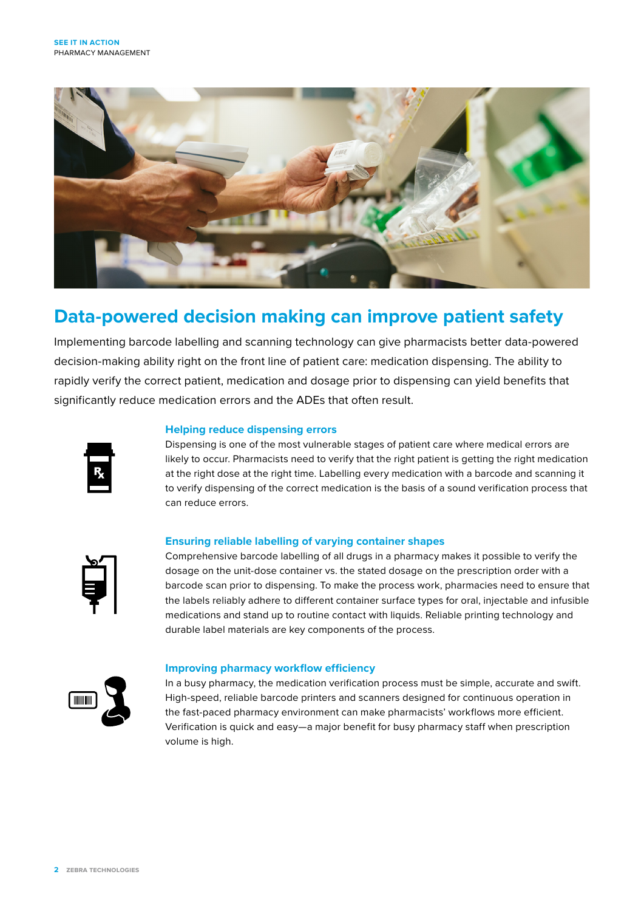## Data-powered decision making can improve patient safety

Implementing barcode labelling and scanning technology can give pharmacists better data-powered decision-making ability right on the front line of patient care: medication dispensing. The ability to rapidly verify the correct patient, medication and dosage prior to dispensing can yield benefits that significantly reduce medication errors and the ADEs that often result.

### Helping reduce dispensing errors

Dispensing is one of the most vulnerable stages of patient care where medical errors are likely to occur. Pharmacists need to verify that the right patient is getting the right medication at the right dose at the right time. Labelling every medication with a barcode and scanning it to verify dispensing of the correct medication is the basis of a sound verification process that can reduce errors.

### Ensuring reliable labelling of varying container shapes

Comprehensive barcode labelling of all drugs in a pharmacy makes it possible to verify the dosage on the unit-dose container vs. the stated dosage on the prescription order with a barcode scan prior to dispensing. To make the process work, pharmacies need to ensure that the labels reliably adhere to different container surface types for oral, injectable and infusible medications and stand up to routine contact with liquids. Reliable printing technology and durable label materials are key components of the process.

### Improving pharmacy workflow efficiency

In a busy pharmacy, the medication verification process must be simple, accurate and swift. High-speed, reliable barcode printers and scanners designed for continuous operation in the fast-paced pharmacy environment can make pharmacists' workflows more efficient. Verification is quick and easy—a major benefit for busy pharmacy staff when prescription volume is high.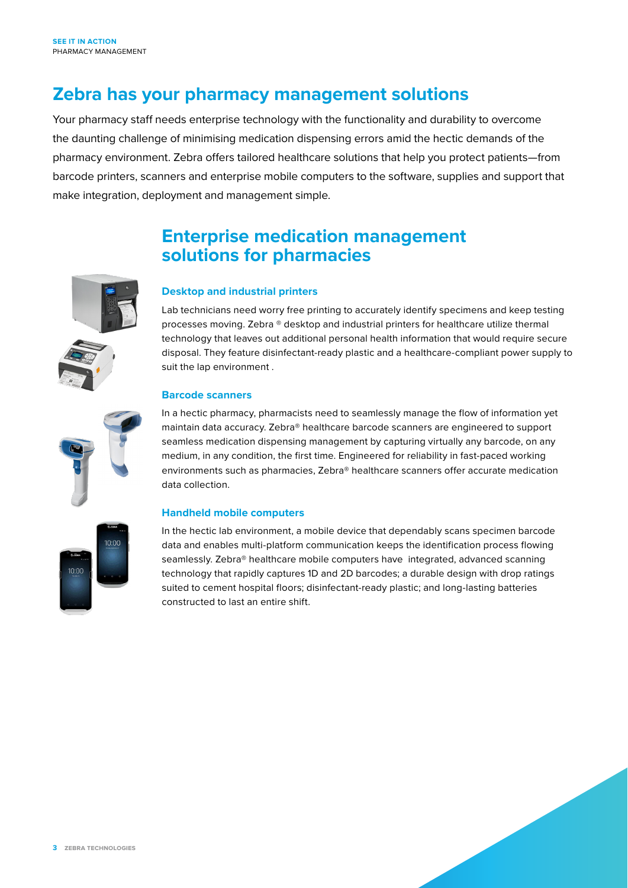SEE IT IN ACTION
PHARMACY MANAGEMENT

# Zebra has your pharmacy management solutions

Your pharmacy staff needs enterprise technology with the functionality and durability to overcome the daunting challenge of minimising medication dispensing errors amid the hectic demands of the pharmacy environment. Zebra offers tailored healthcare solutions that help you protect patients—from barcode printers, scanners and enterprise mobile computers to the software, supplies and support that make integration, deployment and management simple.

## Enterprise medication management solutions for pharmacies

### Desktop and industrial printers

Lab technicians need worry free printing to accurately identify specimens and keep testing processes moving. Zebra ® desktop and industrial printers for healthcare utilize thermal technology that leaves out additional personal health information that would require secure disposal. They feature disinfectant-ready plastic and a healthcare-compliant power supply to suit the lap environment .

### Barcode scanners

In a hectic pharmacy, pharmacists need to seamlessly manage the flow of information yet maintain data accuracy. Zebra® healthcare barcode scanners are engineered to support seamless medication dispensing management by capturing virtually any barcode, on any medium, in any condition, the first time. Engineered for reliability in fast-paced working environments such as pharmacies, Zebra® healthcare scanners offer accurate medication data collection.

### Handheld mobile computers

In the hectic lab environment, a mobile device that dependably scans specimen barcode data and enables multi-platform communication keeps the identification process flowing seamlessly. Zebra® healthcare mobile computers have integrated, advanced scanning technology that rapidly captures 1D and 2D barcodes; a durable design with drop ratings suited to cement hospital floors; disinfectant-ready plastic; and long-lasting batteries constructed to last an entire shift.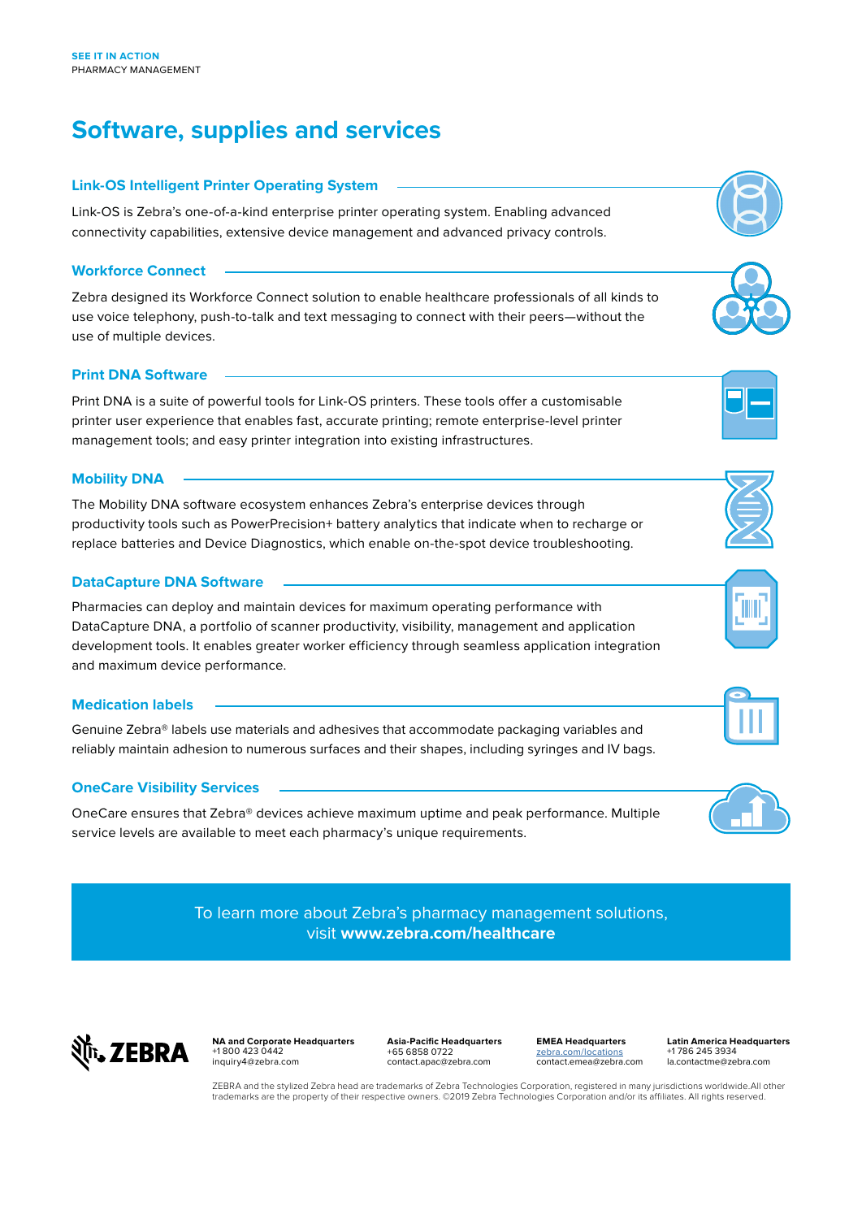SEE IT IN ACTION
PHARMACY MANAGEMENT

# Software, supplies and services

## Link-OS Intelligent Printer Operating System

Link-OS is Zebra's one-of-a-kind enterprise printer operating system. Enabling advanced connectivity capabilities, extensive device management and advanced privacy controls.

## Workforce Connect

Zebra designed its Workforce Connect solution to enable healthcare professionals of all kinds to use voice telephony, push-to-talk and text messaging to connect with their peers—without the use of multiple devices.

## Print DNA Software

Print DNA is a suite of powerful tools for Link-OS printers. These tools offer a customisable printer user experience that enables fast, accurate printing; remote enterprise-level printer management tools; and easy printer integration into existing infrastructures.

## Mobility DNA

The Mobility DNA software ecosystem enhances Zebra's enterprise devices through productivity tools such as PowerPrecision+ battery analytics that indicate when to recharge or replace batteries and Device Diagnostics, which enable on-the-spot device troubleshooting.

## DataCapture DNA Software

Pharmacies can deploy and maintain devices for maximum operating performance with DataCapture DNA, a portfolio of scanner productivity, visibility, management and application development tools. It enables greater worker efficiency through seamless application integration and maximum device performance.

## Medication labels

Genuine Zebra® labels use materials and adhesives that accommodate packaging variables and reliably maintain adhesion to numerous surfaces and their shapes, including syringes and IV bags.

## OneCare Visibility Services

OneCare ensures that Zebra® devices achieve maximum uptime and peak performance. Multiple service levels are available to meet each pharmacy's unique requirements.

To learn more about Zebra's pharmacy management solutions, visit **www.zebra.com/healthcare**

ZEBRA

**NA and Corporate Headquarters**
+1 800 423 0442
inquiry4@zebra.com

**Asia-Pacific Headquarters**
+65 6858 0722
contact.apac@zebra.com

**EMEA Headquarters**
zebra.com/locations
contact.emea@zebra.com

**Latin America Headquarters**
+1 786 245 3934
la.contactme@zebra.com

ZEBRA and the stylized Zebra head are trademarks of Zebra Technologies Corporation, registered in many jurisdictions worldwide.All other trademarks are the property of their respective owners. ©2019 Zebra Technologies Corporation and/or its affiliates. All rights reserved.